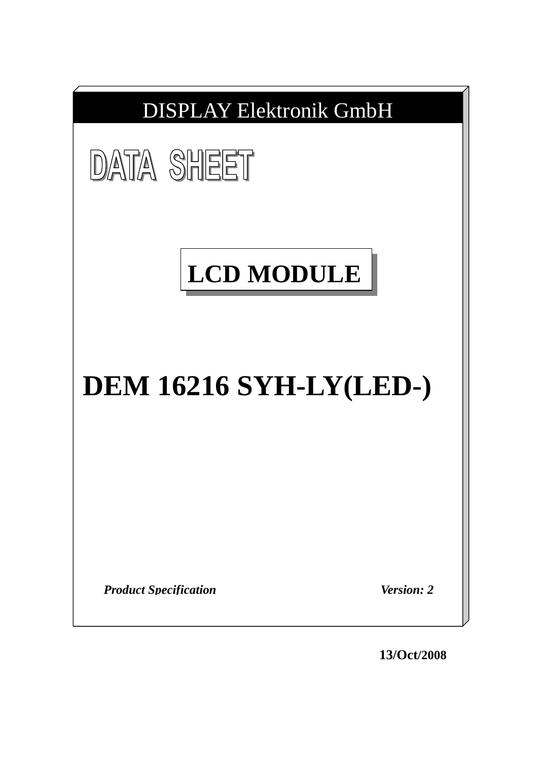DISPLAY Elektronik GmbH

# DATA SHEET

## LCD MODULE

# DEM 16216 SYH-LY(LED-)

***Product Specification*** ***Version: 2***

**13/Oct/2008**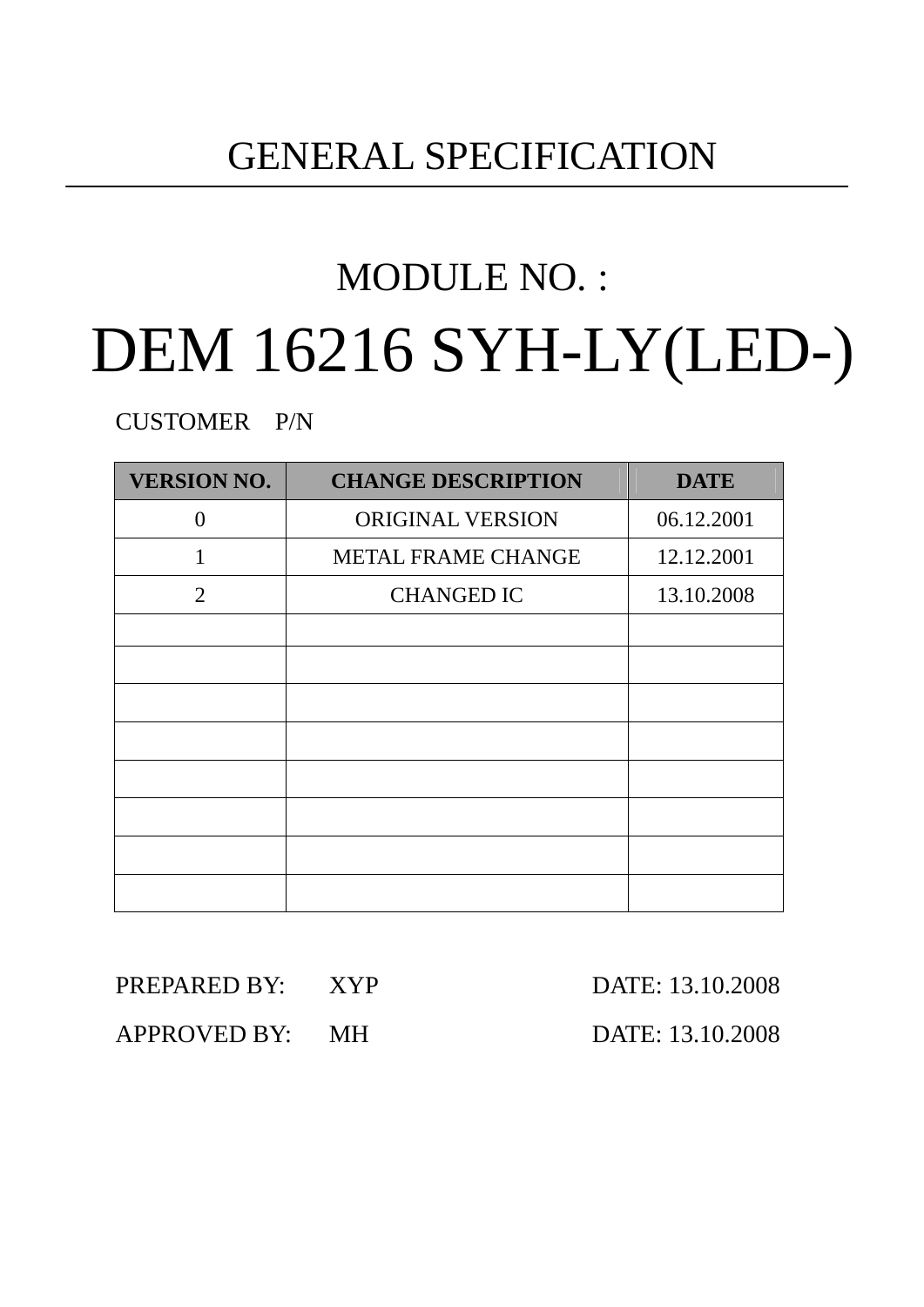# GENERAL SPECIFICATION

## MODULE NO. :

# DEM 16216 SYH-LY(LED-)

CUSTOMER P/N

| VERSION NO. | CHANGE DESCRIPTION | DATE |
|---|---|---|
| 0 | ORIGINAL VERSION | 06.12.2001 |
| 1 | METAL FRAME CHANGE | 12.12.2001 |
| 2 | CHANGED IC | 13.10.2008 |
| | | |
| | | |
| | | |
| | | |
| | | |
| | | |
| | | |
| | | |

PREPARED BY: XYP DATE: 13.10.2008

APPROVED BY: MH DATE: 13.10.2008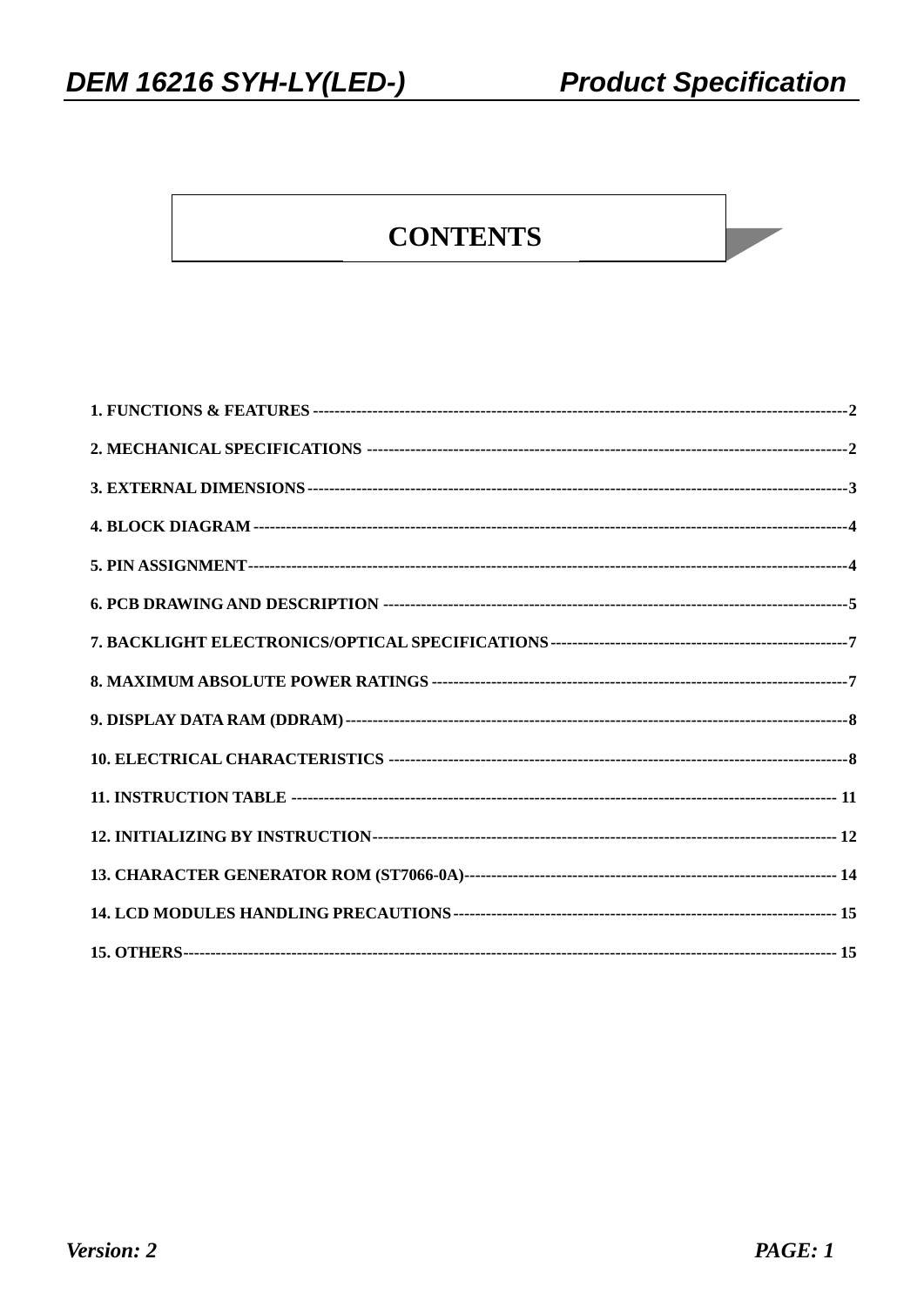# CONTENTS

1. FUNCTIONS & FEATURES ---------------------------------------------------------------------------------------------------2
2. MECHANICAL SPECIFICATIONS ---------------------------------------------------------------------------------------------2
3. EXTERNAL DIMENSIONS------------------------------------------------------------------------------------------------------3
4. BLOCK DIAGRAM ----------------------------------------------------------------------------------------------------------------4
5. PIN ASSIGNMENT-----------------------------------------------------------------------------------------------------------------4
6. PCB DRAWING AND DESCRIPTION ------------------------------------------------------------------------------------5
7. BACKLIGHT ELECTRONICS/OPTICAL SPECIFICATIONS-------------------------------------------------------7
8. MAXIMUM ABSOLUTE POWER RATINGS ----------------------------------------------------------------------------7
9. DISPLAY DATA RAM (DDRAM)--------------------------------------------------------------------------------------------8
10. ELECTRICAL CHARACTERISTICS ---------------------------------------------------------------------------------------8
11. INSTRUCTION TABLE ------------------------------------------------------------------------------------------------------ 11
12. INITIALIZING BY INSTRUCTION------------------------------------------------------------------------------------------ 12
13. CHARACTER GENERATOR ROM (ST7066-0A)--------------------------------------------------------------------- 14
14. LCD MODULES HANDLING PRECAUTIONS------------------------------------------------------------------------ 15
15. OTHERS------------------------------------------------------------------------------------------------------------------------ 15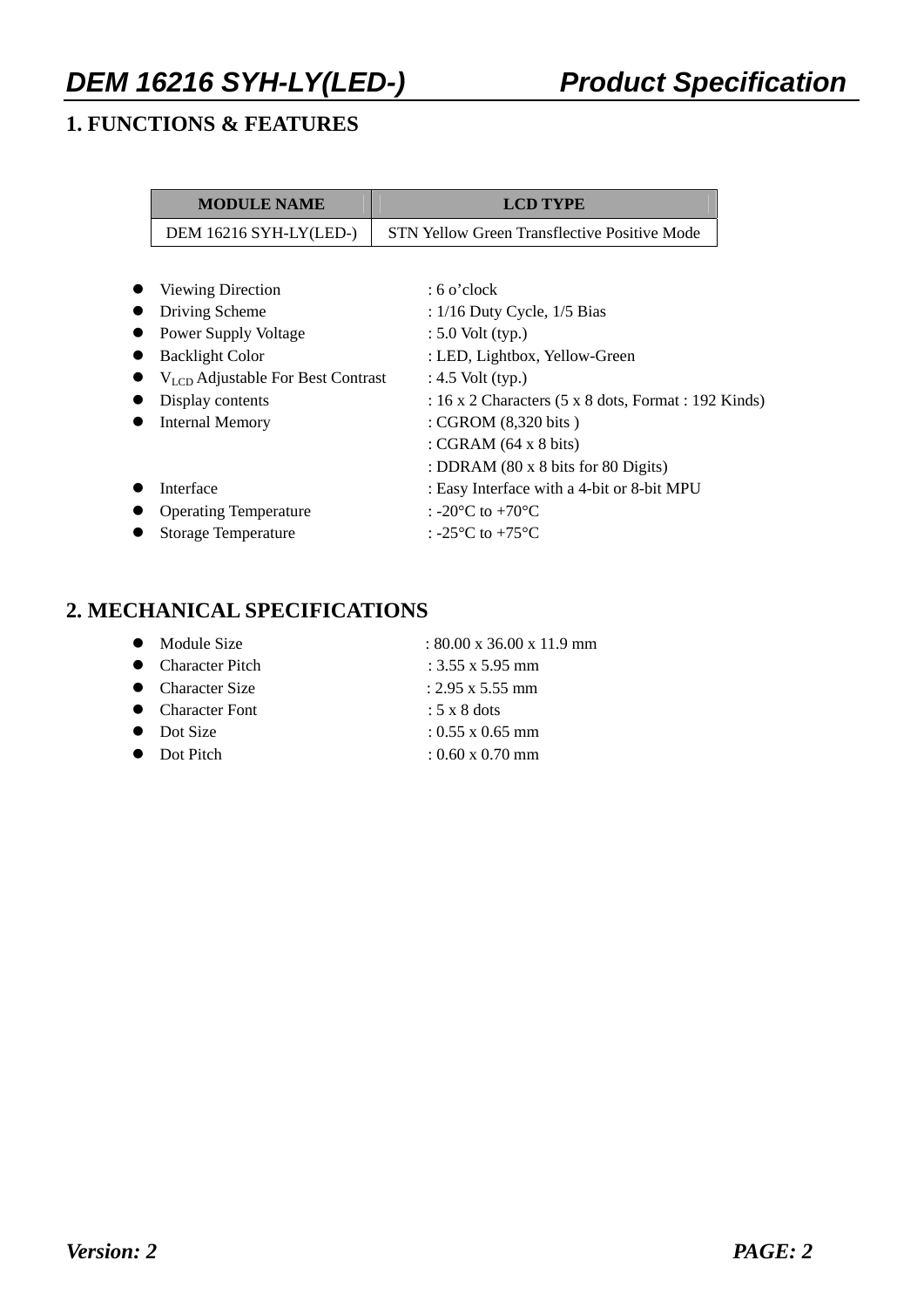## 1. FUNCTIONS & FEATURES

| MODULE NAME | LCD TYPE |
|---|---|
| DEM 16216 SYH-LY(LED-) | STN Yellow Green Transflective Positive Mode |

- Viewing Direction : 6 o'clock
- Driving Scheme : 1/16 Duty Cycle, 1/5 Bias
- Power Supply Voltage : 5.0 Volt (typ.)
- Backlight Color : LED, Lightbox, Yellow-Green
- $V_{LCD}$ Adjustable For Best Contrast : 4.5 Volt (typ.)
- Display contents : 16 x 2 Characters (5 x 8 dots, Format : 192 Kinds)
- Internal Memory : CGROM (8,320 bits )
  : CGRAM (64 x 8 bits)
  : DDRAM (80 x 8 bits for 80 Digits)
- Interface : Easy Interface with a 4-bit or 8-bit MPU
- Operating Temperature : -20°C to +70°C
- Storage Temperature : -25°C to +75°C

## 2. MECHANICAL SPECIFICATIONS

- Module Size : 80.00 x 36.00 x 11.9 mm
- Character Pitch : 3.55 x 5.95 mm
- Character Size : 2.95 x 5.55 mm
- Character Font : 5 x 8 dots
- Dot Size : 0.55 x 0.65 mm
- Dot Pitch : 0.60 x 0.70 mm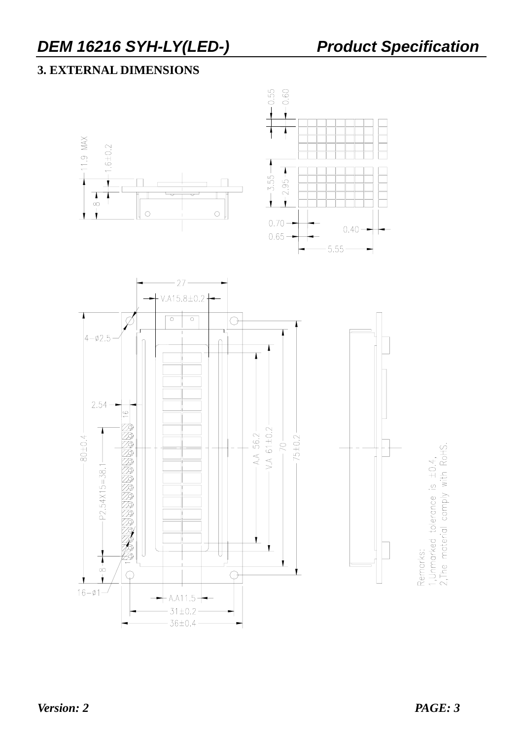## 3. EXTERNAL DIMENSIONS

Remarks:
1,Unmarked tolerance is ±0.4,
2,The material comply with RoHS.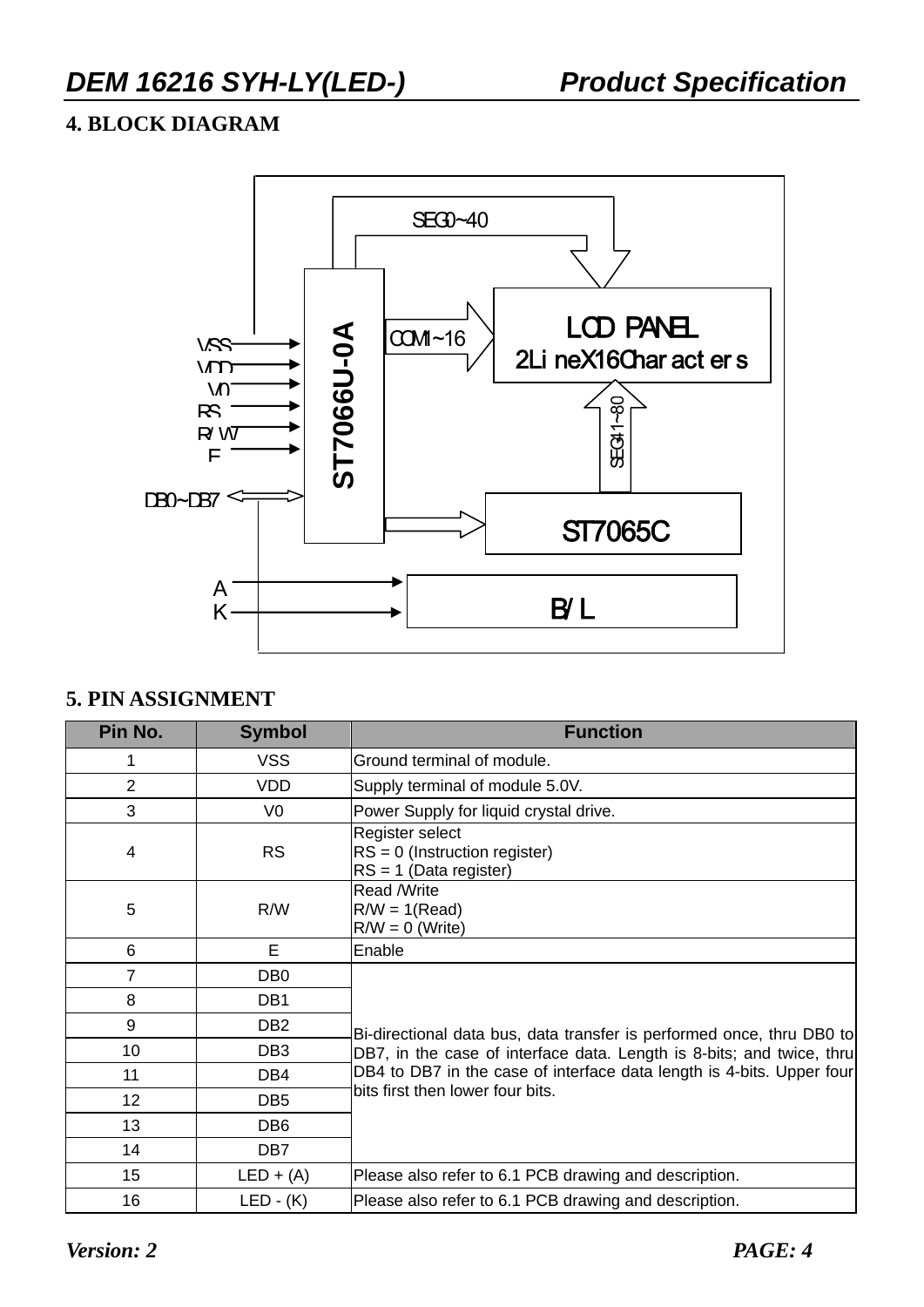## 4. BLOCK DIAGRAM

SEG0~40

ST7066U-0A

COM1~16

LCD PANEL
2LineX16Characters

VSS
VDD
V0
RS
R/W
E

SEG41~80

DB0~DB7

ST7065C

A
K

B/L

## 5. PIN ASSIGNMENT

| Pin No. | Symbol | Function |
|---|---|---|
| 1 | VSS | Ground terminal of module. |
| 2 | VDD | Supply terminal of module 5.0V. |
| 3 | V0 | Power Supply for liquid crystal drive. |
| 4 | RS | Register select<br>RS = 0 (Instruction register)<br>RS = 1 (Data register) |
| 5 | R/W | Read /Write<br>R/W = 1(Read)<br>R/W = 0 (Write) |
| 6 | E | Enable |
| 7 | DB0 | Bi-directional data bus, data transfer is performed once, thru DB0 to DB7, in the case of interface data. Length is 8-bits; and twice, thru DB4 to DB7 in the case of interface data length is 4-bits. Upper four bits first then lower four bits. |
| 8 | DB1 | |
| 9 | DB2 | |
| 10 | DB3 | |
| 11 | DB4 | |
| 12 | DB5 | |
| 13 | DB6 | |
| 14 | DB7 | |
| 15 | LED + (A) | Please also refer to 6.1 PCB drawing and description. |
| 16 | LED - (K) | Please also refer to 6.1 PCB drawing and description. |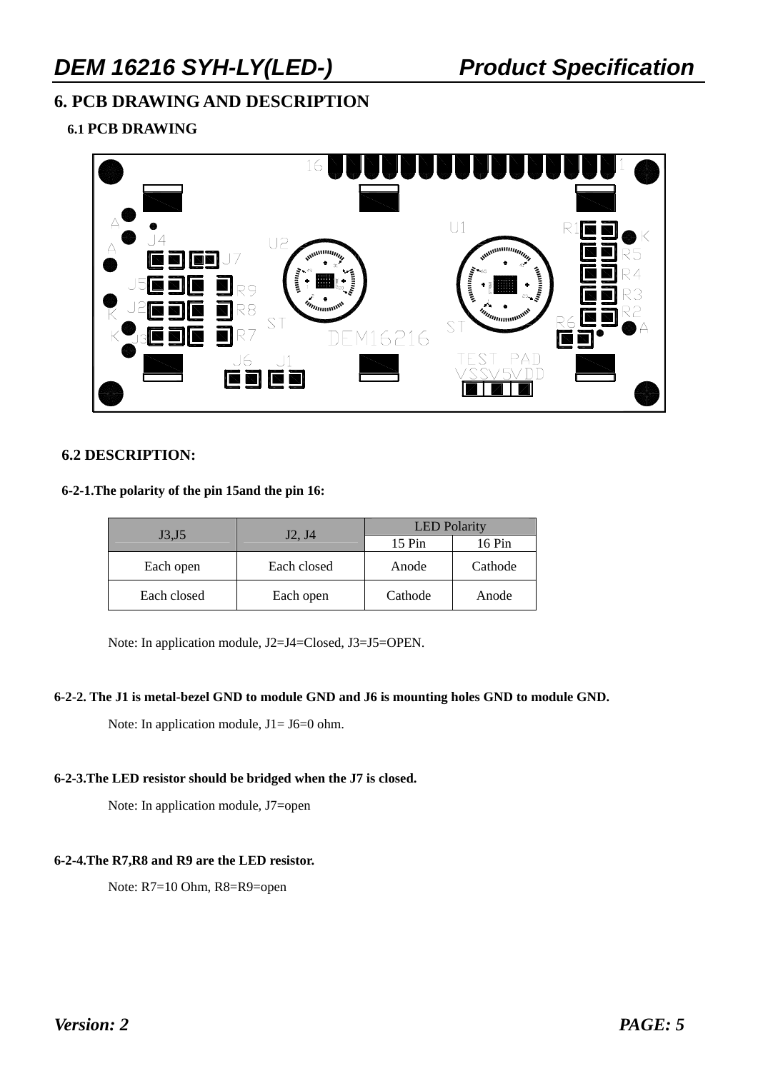# 6. PCB DRAWING AND DESCRIPTION

## 6.1 PCB DRAWING

## 6.2 DESCRIPTION:

**6-2-1.The polarity of the pin 15and the pin 16:**

| J3,J5 | J2, J4 | LED Polarity | |
|---|---|---|---|
| | | 15 Pin | 16 Pin |
| Each open | Each closed | Anode | Cathode |
| Each closed | Each open | Cathode | Anode |

Note: In application module, J2=J4=Closed, J3=J5=OPEN.

**6-2-2. The J1 is metal-bezel GND to module GND and J6 is mounting holes GND to module GND.**

Note: In application module, J1= J6=0 ohm.

**6-2-3.The LED resistor should be bridged when the J7 is closed.**

Note: In application module, J7=open

**6-2-4.The R7,R8 and R9 are the LED resistor.**

Note: R7=10 Ohm, R8=R9=open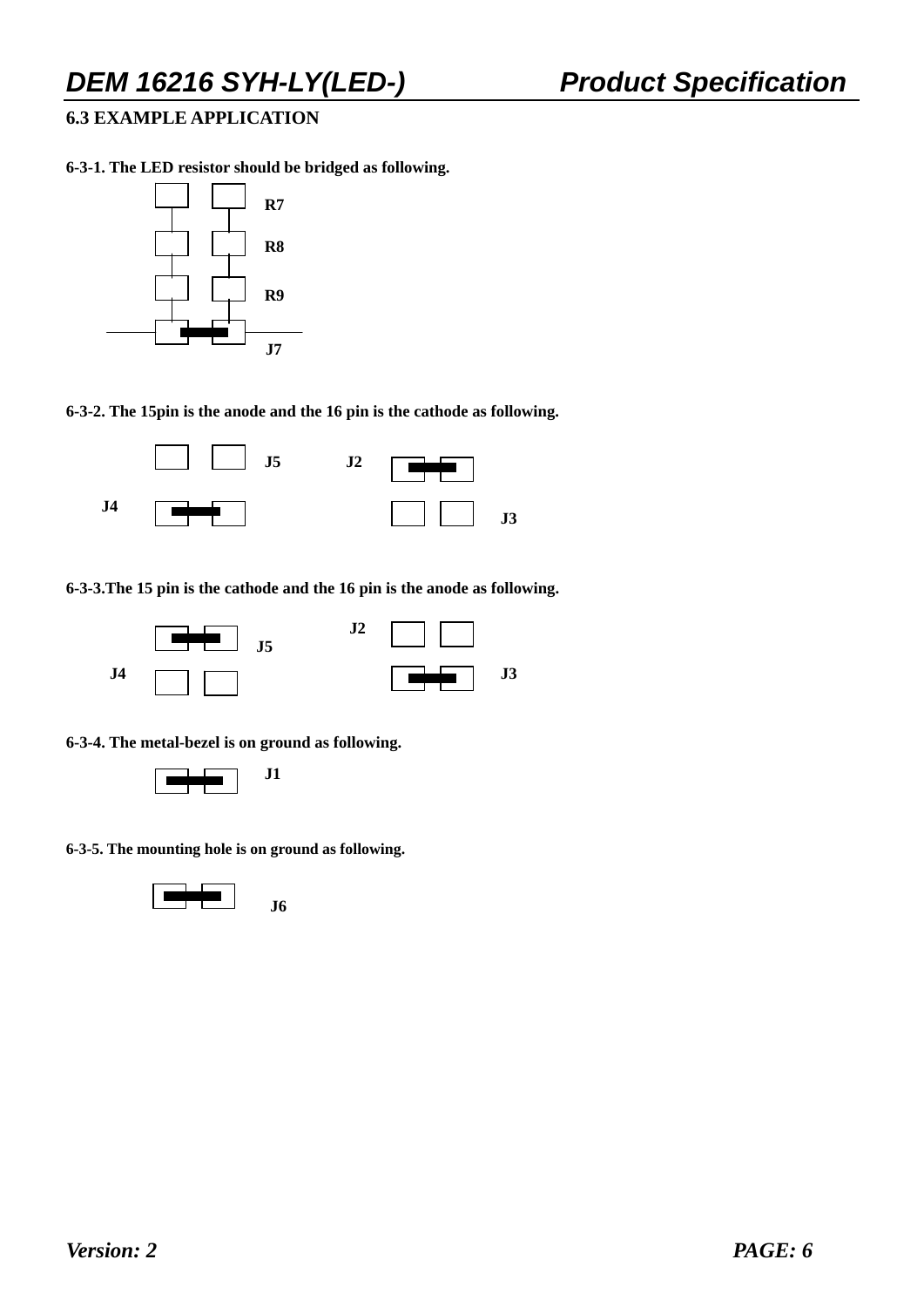## 6.3 EXAMPLE APPLICATION

**6-3-1. The LED resistor should be bridged as following.**

R7

R8

R9

J7

**6-3-2. The 15pin is the anode and the 16 pin is the cathode as following.**

J5 J2

J4

J3

**6-3-3.The 15 pin is the cathode and the 16 pin is the anode as following.**

J2

J5

J4 J3

**6-3-4. The metal-bezel is on ground as following.**

J1

**6-3-5. The mounting hole is on ground as following.**

J6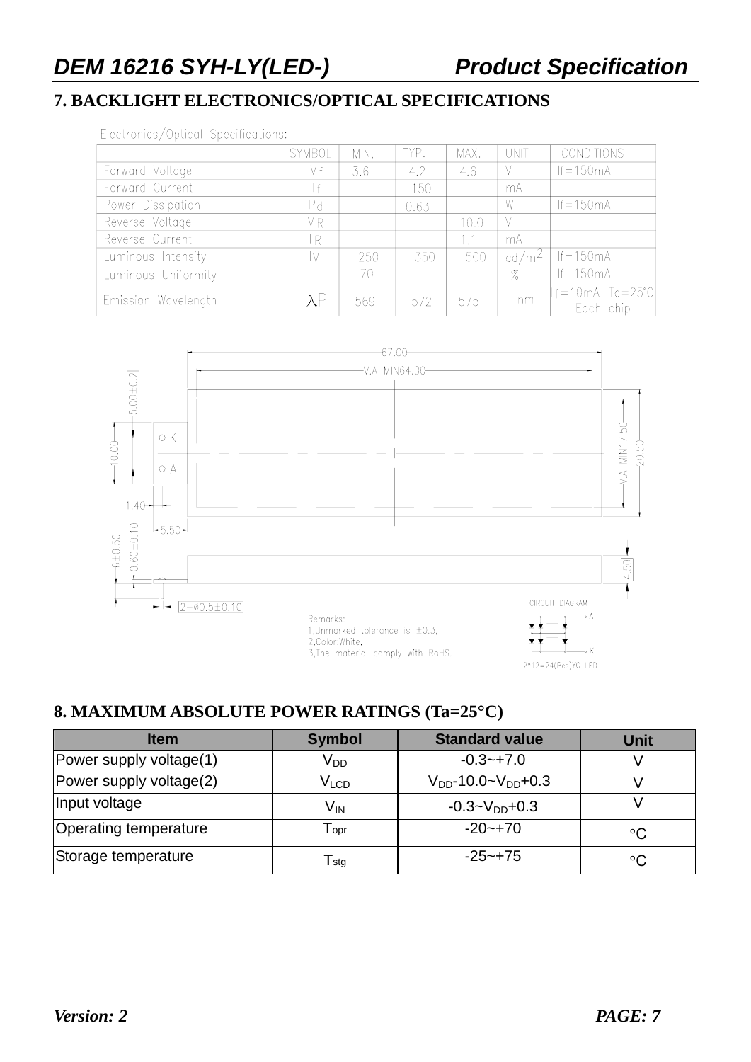## 7. BACKLIGHT ELECTRONICS/OPTICAL SPECIFICATIONS

Electronics/Optical Specifications:

| | SYMBOL | MIN. | TYP. | MAX. | UNIT | CONDITIONS |
|---|---|---|---|---|---|---|
| Forward Voltage | Vf | 3.6 | 4.2 | 4.6 | V | If=150mA |
| Forward Current | If | | 150 | | mA | |
| Power Dissipation | Pd | | 0.63 | | W | If=150mA |
| Reverse Voltage | VR | | | 10.0 | V | |
| Reverse Current | IR | | | 1.1 | mA | |
| Luminous Intensity | IV | 250 | 350 | 500 | cd/m$^2$ | If=150mA |
| Luminous Uniformity | | 70 | | | % | If=150mA |
| Emission Wavelength | λP | 569 | 572 | 575 | nm | If=10mA Ta=25°C Each chip |

67.00
V.A MIN64.00
5.00±0.2
10.00
K
A
1.40
5.50
V.A MIN17.50
20.50
6±0.50
0.60±0.10
4.50
2-φ0.5±0.10

Remarks:
1,Unmarked tolerance is ±0.3.
2,Color:White.
3,The material comply with RoHS.

CIRCUIT DIAGRAM
A
K
2*12=24(Pcs)YG LED

## 8. MAXIMUM ABSOLUTE POWER RATINGS (Ta=25°C)

| Item | Symbol | Standard value | Unit |
|---|---|---|---|
| Power supply voltage(1) | $V_{DD}$ | -0.3~+7.0 | V |
| Power supply voltage(2) | $V_{LCD}$ | $V_{DD}$-10.0~$V_{DD}$+0.3 | V |
| Input voltage | $V_{IN}$ | -0.3~$V_{DD}$+0.3 | V |
| Operating temperature | $T_{opr}$ | -20~+70 | °C |
| Storage temperature | $T_{stg}$ | -25~+75 | °C |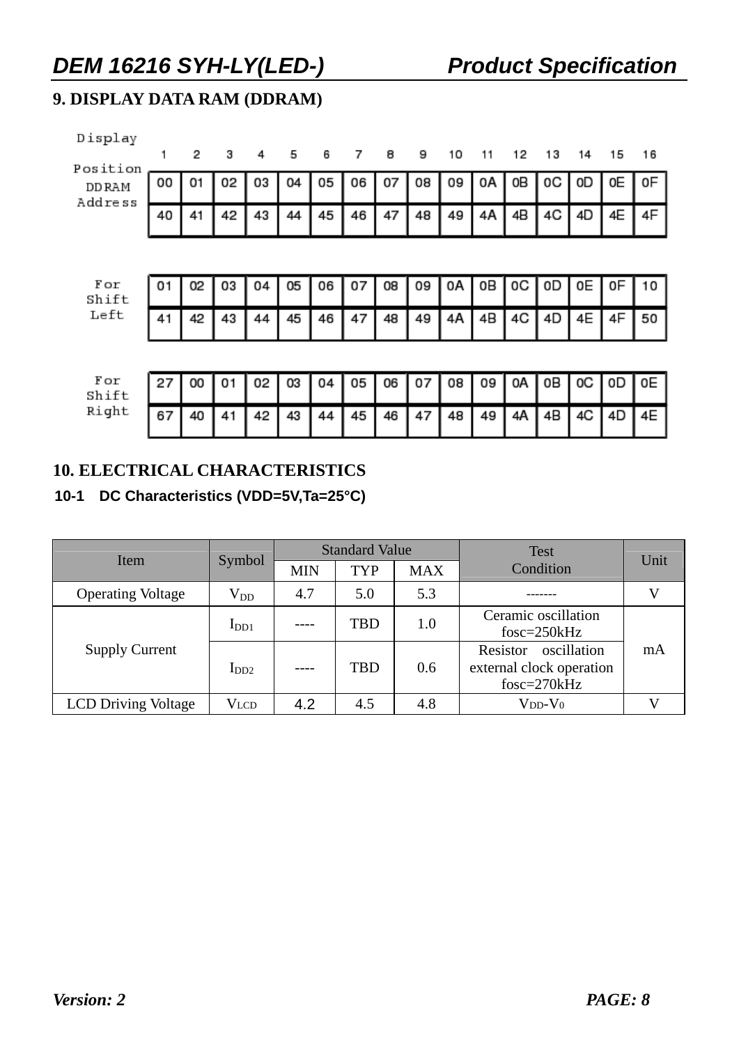## 9. DISPLAY DATA RAM (DDRAM)

| Display Position | 1 | 2 | 3 | 4 | 5 | 6 | 7 | 8 | 9 | 10 | 11 | 12 | 13 | 14 | 15 | 16 |
|---|---|---|---|---|---|---|---|---|---|---|---|---|---|---|---|---|
| DDRAM Address | 00 | 01 | 02 | 03 | 04 | 05 | 06 | 07 | 08 | 09 | 0A | 0B | 0C | 0D | 0E | 0F |
| | 40 | 41 | 42 | 43 | 44 | 45 | 46 | 47 | 48 | 49 | 4A | 4B | 4C | 4D | 4E | 4F |

| For Shift Left | | | | | | | | | | | | | | | | |
|---|---|---|---|---|---|---|---|---|---|---|---|---|---|---|---|---|
| | 01 | 02 | 03 | 04 | 05 | 06 | 07 | 08 | 09 | 0A | 0B | 0C | 0D | 0E | 0F | 10 |
| | 41 | 42 | 43 | 44 | 45 | 46 | 47 | 48 | 49 | 4A | 4B | 4C | 4D | 4E | 4F | 50 |

| For Shift Right | | | | | | | | | | | | | | | | |
|---|---|---|---|---|---|---|---|---|---|---|---|---|---|---|---|---|
| | 27 | 00 | 01 | 02 | 03 | 04 | 05 | 06 | 07 | 08 | 09 | 0A | 0B | 0C | 0D | 0E |
| | 67 | 40 | 41 | 42 | 43 | 44 | 45 | 46 | 47 | 48 | 49 | 4A | 4B | 4C | 4D | 4E |

## 10. ELECTRICAL CHARACTERISTICS

### 10-1 DC Characteristics (VDD=5V,Ta=25°C)

| Item | Symbol | Standard Value | | | Test Condition | Unit |
|---|---|---|---|---|---|---|
| | | MIN | TYP | MAX | | |
| Operating Voltage | $V_{DD}$ | 4.7 | 5.0 | 5.3 | ------- | V |
| Supply Current | $I_{DD1}$ | ---- | TBD | 1.0 | Ceramic oscillation fosc=250kHz | mA |
| | $I_{DD2}$ | ---- | TBD | 0.6 | Resistor oscillation external clock operation fosc=270kHz | |
| LCD Driving Voltage | $V_{LCD}$ | 4.2 | 4.5 | 4.8 | $V_{DD}$-$V_0$ | V |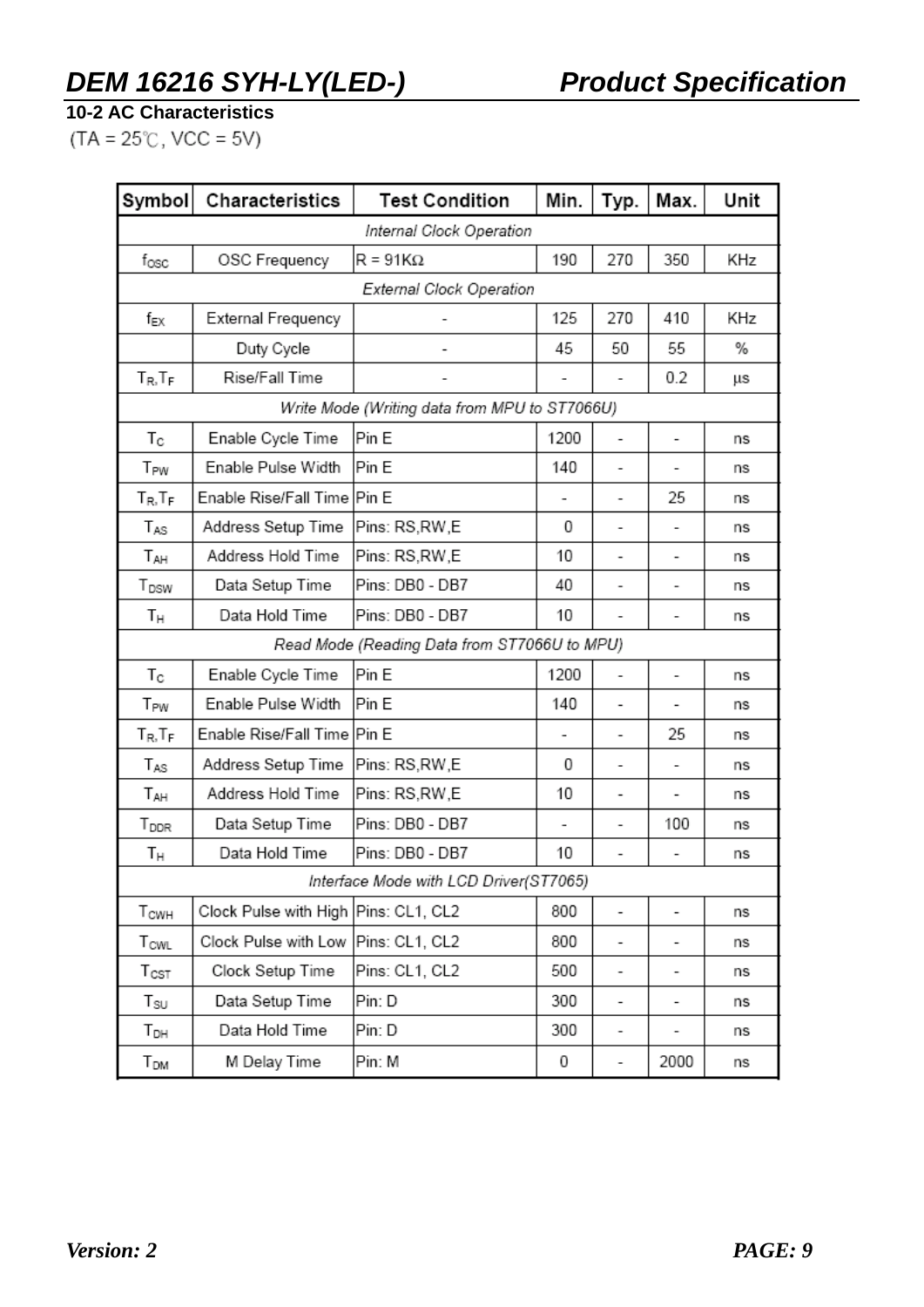## 10-2 AC Characteristics

(TA = 25℃, VCC = 5V)

| Symbol | Characteristics | Test Condition | Min. | Typ. | Max. | Unit |
|---|---|---|---|---|---|---|
| *Internal Clock Operation* | | | | | | |
| $f_{OSC}$ | OSC Frequency | R = 91KΩ | 190 | 270 | 350 | KHz |
| *External Clock Operation* | | | | | | |
| $f_{EX}$ | External Frequency | - | 125 | 270 | 410 | KHz |
| | Duty Cycle | - | 45 | 50 | 55 | % |
| $T_R, T_F$ | Rise/Fall Time | - | - | - | 0.2 | μs |
| *Write Mode (Writing data from MPU to ST7066U)* | | | | | | |
| $T_C$ | Enable Cycle Time | Pin E | 1200 | - | - | ns |
| $T_{PW}$ | Enable Pulse Width | Pin E | 140 | - | - | ns |
| $T_R, T_F$ | Enable Rise/Fall Time | Pin E | - | - | 25 | ns |
| $T_{AS}$ | Address Setup Time | Pins: RS,RW,E | 0 | - | - | ns |
| $T_{AH}$ | Address Hold Time | Pins: RS,RW,E | 10 | - | - | ns |
| $T_{DSW}$ | Data Setup Time | Pins: DB0 - DB7 | 40 | - | - | ns |
| $T_H$ | Data Hold Time | Pins: DB0 - DB7 | 10 | - | - | ns |
| *Read Mode (Reading Data from ST7066U to MPU)* | | | | | | |
| $T_C$ | Enable Cycle Time | Pin E | 1200 | - | - | ns |
| $T_{PW}$ | Enable Pulse Width | Pin E | 140 | - | - | ns |
| $T_R, T_F$ | Enable Rise/Fall Time | Pin E | - | - | 25 | ns |
| $T_{AS}$ | Address Setup Time | Pins: RS,RW,E | 0 | - | - | ns |
| $T_{AH}$ | Address Hold Time | Pins: RS,RW,E | 10 | - | - | ns |
| $T_{DDR}$ | Data Setup Time | Pins: DB0 - DB7 | - | - | 100 | ns |
| $T_H$ | Data Hold Time | Pins: DB0 - DB7 | 10 | - | - | ns |
| *Interface Mode with LCD Driver(ST7065)* | | | | | | |
| $T_{CWH}$ | Clock Pulse with High | Pins: CL1, CL2 | 800 | - | - | ns |
| $T_{CWL}$ | Clock Pulse with Low | Pins: CL1, CL2 | 800 | - | - | ns |
| $T_{CST}$ | Clock Setup Time | Pins: CL1, CL2 | 500 | - | - | ns |
| $T_{SU}$ | Data Setup Time | Pin: D | 300 | - | - | ns |
| $T_{DH}$ | Data Hold Time | Pin: D | 300 | - | - | ns |
| $T_{DM}$ | M Delay Time | Pin: M | 0 | - | 2000 | ns |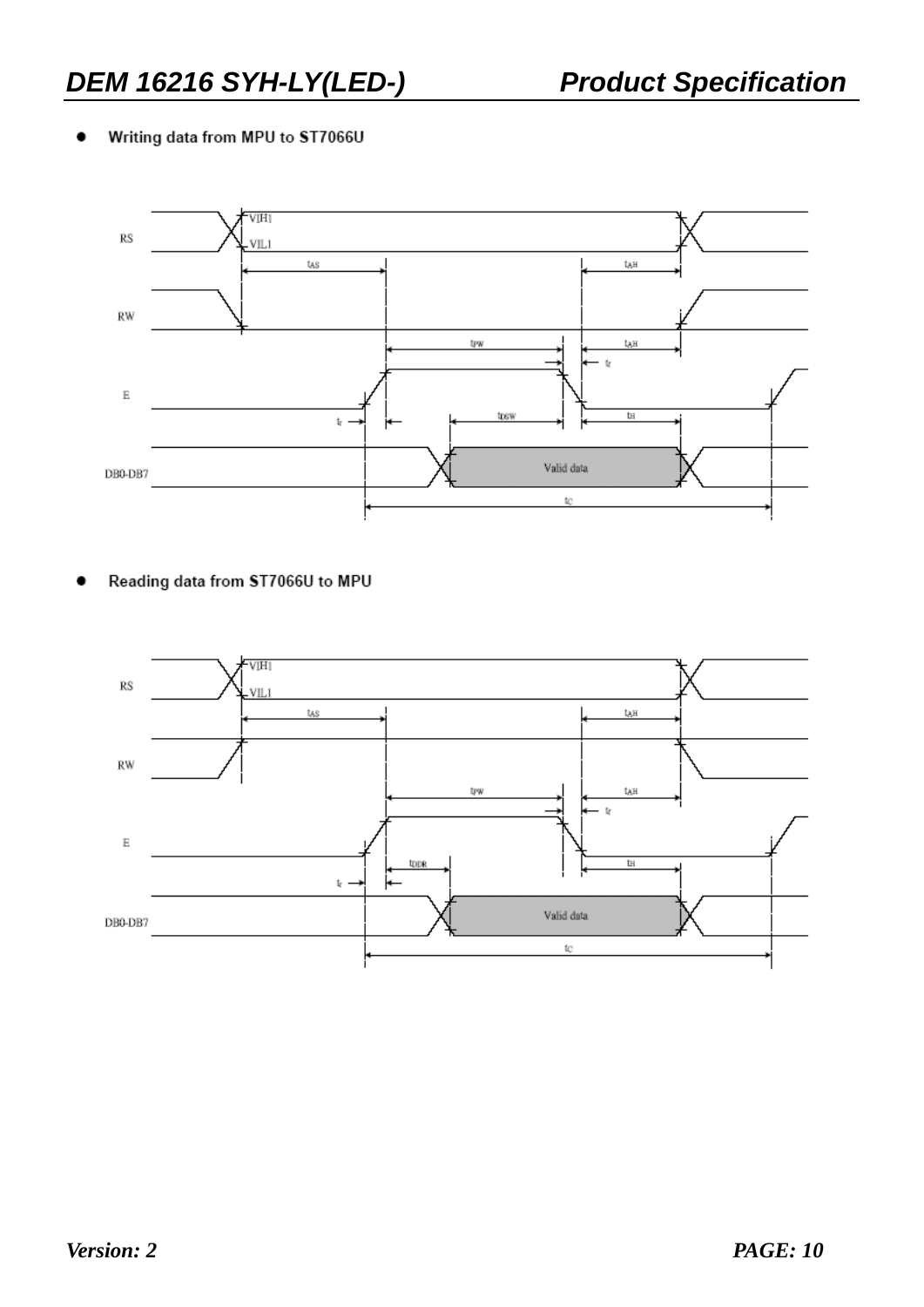- **Writing data from MPU to ST7066U**

- **Reading data from ST7066U to MPU**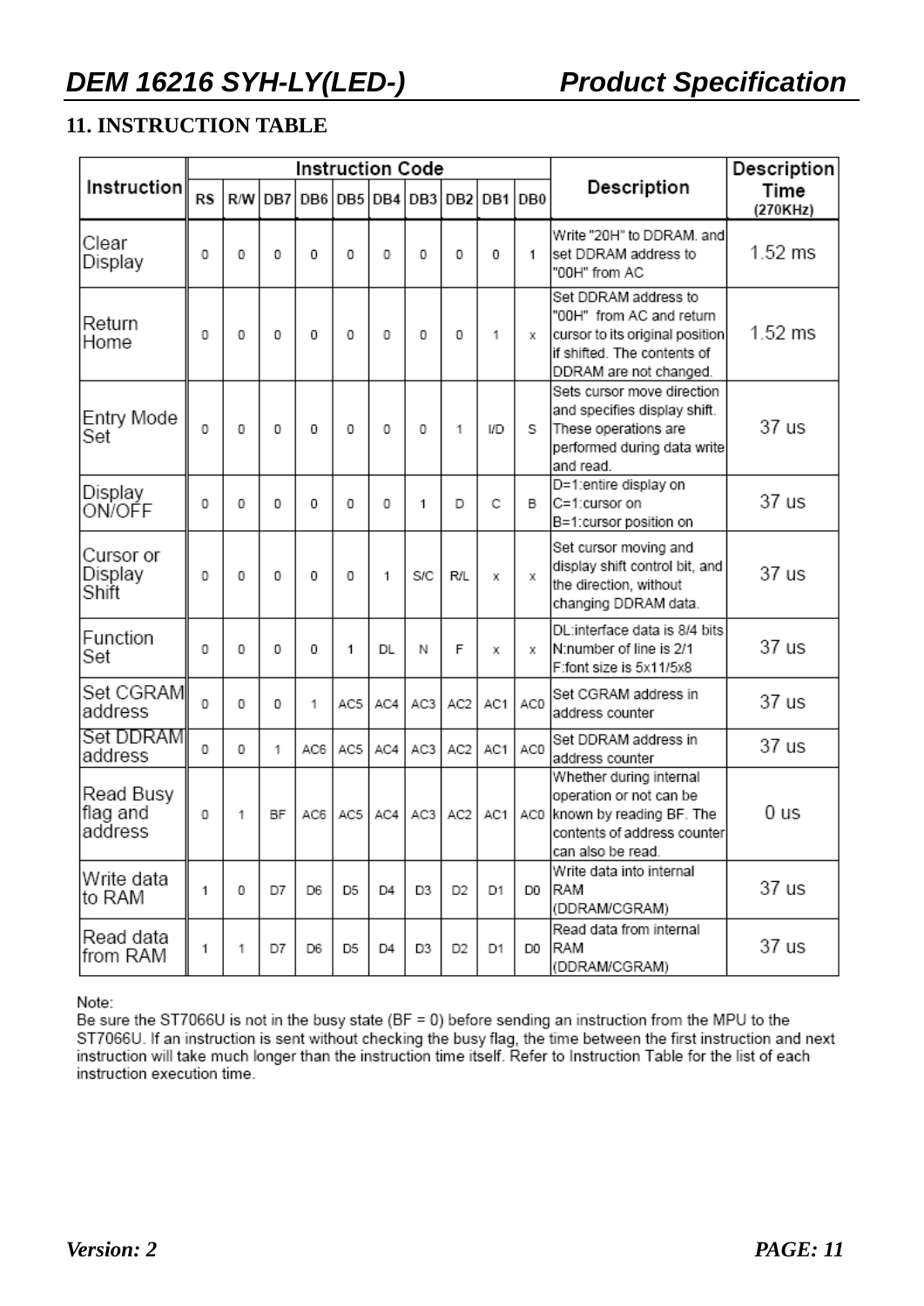## 11. INSTRUCTION TABLE

| Instruction | Instruction Code | | | | | | | | | | Description | Description Time (270KHz) |
|---|---|---|---|---|---|---|---|---|---|---|---|---|
| | RS | R/W | DB7 | DB6 | DB5 | DB4 | DB3 | DB2 | DB1 | DB0 | | |
| Clear Display | 0 | 0 | 0 | 0 | 0 | 0 | 0 | 0 | 0 | 1 | Write "20H" to DDRAM. and set DDRAM address to "00H" from AC | 1.52 ms |
| Return Home | 0 | 0 | 0 | 0 | 0 | 0 | 0 | 0 | 1 | x | Set DDRAM address to "00H" from AC and return cursor to its original position if shifted. The contents of DDRAM are not changed. | 1.52 ms |
| Entry Mode Set | 0 | 0 | 0 | 0 | 0 | 0 | 0 | 1 | I/D | S | Sets cursor move direction and specifies display shift. These operations are performed during data write and read. | 37 us |
| Display ON/OFF | 0 | 0 | 0 | 0 | 0 | 0 | 1 | D | C | B | D=1:entire display on C=1:cursor on B=1:cursor position on | 37 us |
| Cursor or Display Shift | 0 | 0 | 0 | 0 | 0 | 1 | S/C | R/L | x | x | Set cursor moving and display shift control bit, and the direction, without changing DDRAM data. | 37 us |
| Function Set | 0 | 0 | 0 | 0 | 1 | DL | N | F | x | x | DL:interface data is 8/4 bits N:number of line is 2/1 F:font size is 5x11/5x8 | 37 us |
| Set CGRAM address | 0 | 0 | 0 | 1 | AC5 | AC4 | AC3 | AC2 | AC1 | AC0 | Set CGRAM address in address counter | 37 us |
| Set DDRAM address | 0 | 0 | 1 | AC6 | AC5 | AC4 | AC3 | AC2 | AC1 | AC0 | Set DDRAM address in address counter | 37 us |
| Read Busy flag and address | 0 | 1 | BF | AC6 | AC5 | AC4 | AC3 | AC2 | AC1 | AC0 | Whether during internal operation or not can be known by reading BF. The contents of address counter can also be read. | 0 us |
| Write data to RAM | 1 | 0 | D7 | D6 | D5 | D4 | D3 | D2 | D1 | D0 | Write data into internal RAM (DDRAM/CGRAM) | 37 us |
| Read data from RAM | 1 | 1 | D7 | D6 | D5 | D4 | D3 | D2 | D1 | D0 | Read data from internal RAM (DDRAM/CGRAM) | 37 us |

Note:
Be sure the ST7066U is not in the busy state (BF = 0) before sending an instruction from the MPU to the ST7066U. If an instruction is sent without checking the busy flag, the time between the first instruction and next instruction will take much longer than the instruction time itself. Refer to Instruction Table for the list of each instruction execution time.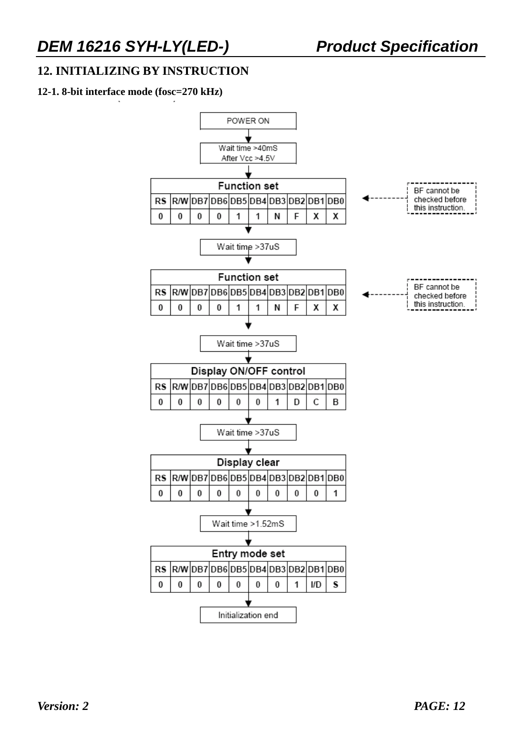## 12. INITIALIZING BY INSTRUCTION

### 12-1. 8-bit interface mode (fosc=270 kHz)

POWER ON

↓

Wait time >40mS
After Vcc >4.5V

↓

| Function set | | | | | | | | | |
|---|---|---|---|---|---|---|---|---|---|
| RS | R/W | DB7 | DB6 | DB5 | DB4 | DB3 | DB2 | DB1 | DB0 |
| 0 | 0 | 0 | 0 | 1 | 1 | N | F | X | X |

BF cannot be checked before this instruction.

↓

Wait time >37uS

↓

| Function set | | | | | | | | | |
|---|---|---|---|---|---|---|---|---|---|
| RS | R/W | DB7 | DB6 | DB5 | DB4 | DB3 | DB2 | DB1 | DB0 |
| 0 | 0 | 0 | 0 | 1 | 1 | N | F | X | X |

BF cannot be checked before this instruction.

↓

Wait time >37uS

↓

| Display ON/OFF control | | | | | | | | | |
|---|---|---|---|---|---|---|---|---|---|
| RS | R/W | DB7 | DB6 | DB5 | DB4 | DB3 | DB2 | DB1 | DB0 |
| 0 | 0 | 0 | 0 | 0 | 0 | 1 | D | C | B |

↓

Wait time >37uS

↓

| Display clear | | | | | | | | | |
|---|---|---|---|---|---|---|---|---|---|
| RS | R/W | DB7 | DB6 | DB5 | DB4 | DB3 | DB2 | DB1 | DB0 |
| 0 | 0 | 0 | 0 | 0 | 0 | 0 | 0 | 0 | 1 |

↓

Wait time >1.52mS

↓

| Entry mode set | | | | | | | | | |
|---|---|---|---|---|---|---|---|---|---|
| RS | R/W | DB7 | DB6 | DB5 | DB4 | DB3 | DB2 | DB1 | DB0 |
| 0 | 0 | 0 | 0 | 0 | 0 | 0 | 1 | I/D | S |

↓

Initialization end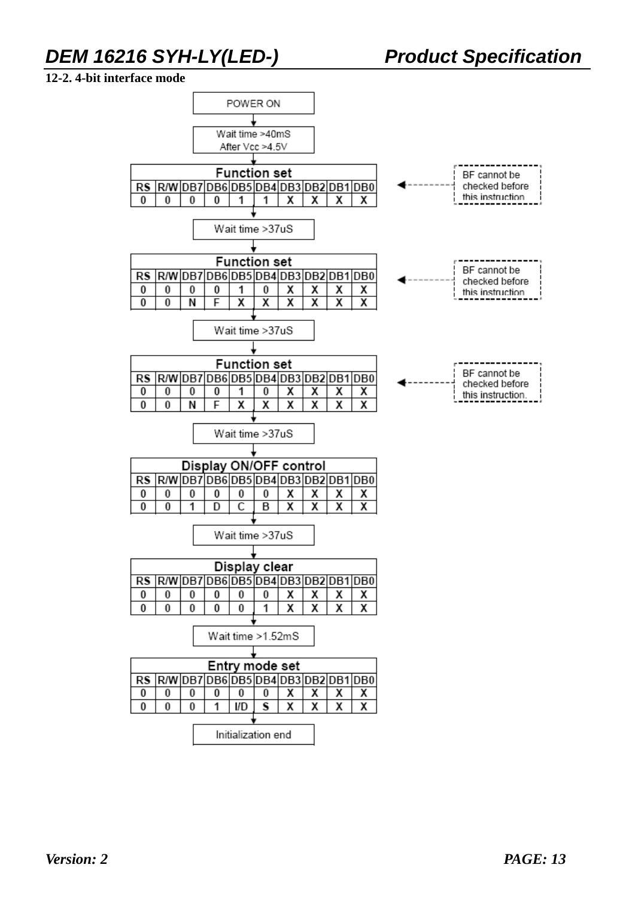### 12-2. 4-bit interface mode

POWER ON

↓

Wait time >40mS
After Vcc >4.5V

↓

**Function set** — BF cannot be checked before this instruction

| RS | R/W | DB7 | DB6 | DB5 | DB4 | DB3 | DB2 | DB1 | DB0 |
|---|---|---|---|---|---|---|---|---|---|
| 0 | 0 | 0 | 0 | 1 | 1 | X | X | X | X |

↓

Wait time >37uS

↓

**Function set** — BF cannot be checked before this instruction

| RS | R/W | DB7 | DB6 | DB5 | DB4 | DB3 | DB2 | DB1 | DB0 |
|---|---|---|---|---|---|---|---|---|---|
| 0 | 0 | 0 | 0 | 1 | 0 | X | X | X | X |
| 0 | 0 | N | F | X | X | X | X | X | X |

↓

Wait time >37uS

↓

**Function set** — BF cannot be checked before this instruction.

| RS | R/W | DB7 | DB6 | DB5 | DB4 | DB3 | DB2 | DB1 | DB0 |
|---|---|---|---|---|---|---|---|---|---|
| 0 | 0 | 0 | 0 | 1 | 0 | X | X | X | X |
| 0 | 0 | N | F | X | X | X | X | X | X |

↓

Wait time >37uS

↓

**Display ON/OFF control**

| RS | R/W | DB7 | DB6 | DB5 | DB4 | DB3 | DB2 | DB1 | DB0 |
|---|---|---|---|---|---|---|---|---|---|
| 0 | 0 | 0 | 0 | 0 | 0 | X | X | X | X |
| 0 | 0 | 1 | D | C | B | X | X | X | X |

↓

Wait time >37uS

↓

**Display clear**

| RS | R/W | DB7 | DB6 | DB5 | DB4 | DB3 | DB2 | DB1 | DB0 |
|---|---|---|---|---|---|---|---|---|---|
| 0 | 0 | 0 | 0 | 0 | 0 | X | X | X | X |
| 0 | 0 | 0 | 0 | 0 | 1 | X | X | X | X |

↓

Wait time >1.52mS

↓

**Entry mode set**

| RS | R/W | DB7 | DB6 | DB5 | DB4 | DB3 | DB2 | DB1 | DB0 |
|---|---|---|---|---|---|---|---|---|---|
| 0 | 0 | 0 | 0 | 0 | 0 | X | X | X | X |
| 0 | 0 | 0 | 1 | I/D | S | X | X | X | X |

↓

Initialization end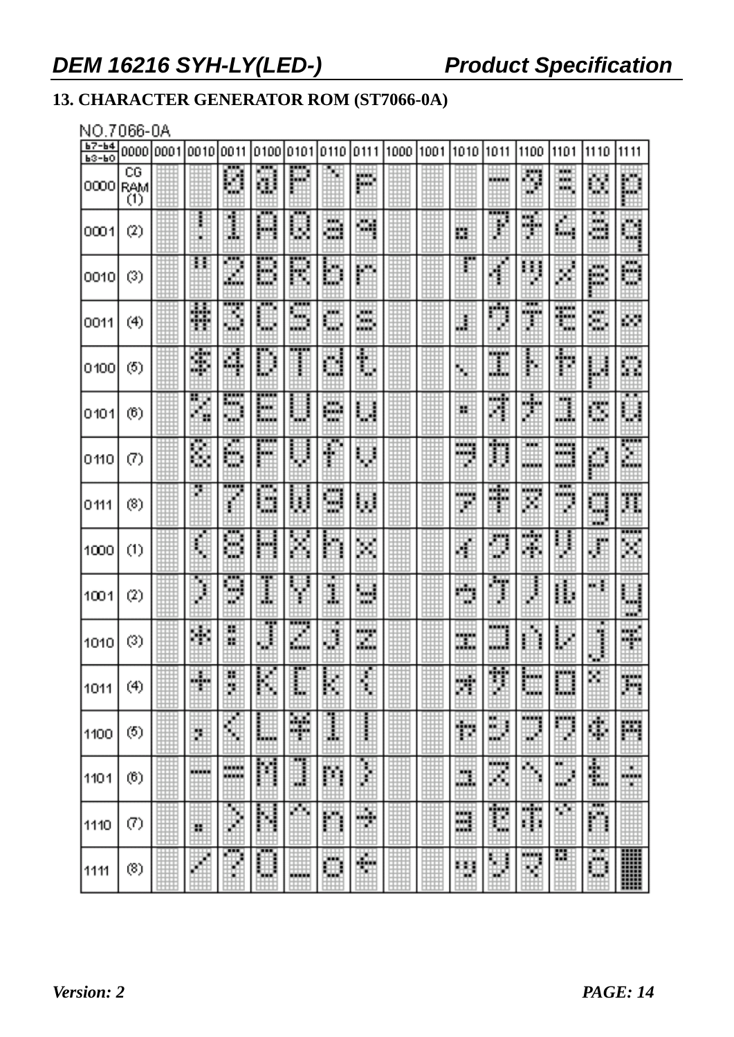## 13. CHARACTER GENERATOR ROM (ST7066-0A)

NO.7066-0A

| b7-b4 / b3-b0 | 0000 | 0001 | 0010 | 0011 | 0100 | 0101 | 0110 | 0111 | 1000 | 1001 | 1010 | 1011 | 1100 | 1101 | 1110 | 1111 |
|---|---|---|---|---|---|---|---|---|---|---|---|---|---|---|---|---|
| 0000 | CG RAM (1) | | | 0 | @ | P | ` | p | | | | ー | タ | ミ | α | p |
| 0001 | (2) | | ! | 1 | A | Q | a | q | | | 。 | ア | チ | ム | ä | q |
| 0010 | (3) | | " | 2 | B | R | b | r | | | 「 | イ | ツ | メ | β | θ |
| 0011 | (4) | | # | 3 | C | S | c | s | | | 」 | ウ | テ | モ | ε | ∞ |
| 0100 | (5) | | $ | 4 | D | T | d | t | | | 、 | エ | ト | ヤ | μ | Ω |
| 0101 | (6) | | % | 5 | E | U | e | u | | | ・ | オ | ナ | ユ | σ | ü |
| 0110 | (7) | | & | 6 | F | V | f | v | | | ヲ | カ | ニ | ヨ | ρ | Σ |
| 0111 | (8) | | ' | 7 | G | W | g | w | | | ァ | キ | ヌ | ラ | g | π |
| 1000 | (1) | | ( | 8 | H | X | h | x | | | ィ | ク | ネ | リ | √ | x̄ |
| 1001 | (2) | | ) | 9 | I | Y | i | y | | | ゥ | ケ | ノ | ル | ⁻¹ | y |
| 1010 | (3) | | * | : | J | Z | j | z | | | ェ | コ | ハ | レ | j | 千 |
| 1011 | (4) | | + | ; | K | [ | k | { | | | ォ | サ | ヒ | ロ | × | 万 |
| 1100 | (5) | | , | < | L | ¥ | l | \| | | | ャ | シ | フ | ワ | ¢ | 円 |
| 1101 | (6) | | - | = | M | ] | m | } | | | ュ | ス | ヘ | ン | £ | ÷ |
| 1110 | (7) | | . | > | N | ^ | n | → | | | ョ | セ | ホ | ゛ | ñ | |
| 1111 | (8) | | / | ? | O | _ | o | ← | | | ッ | ソ | マ | ゜ | ö | █ |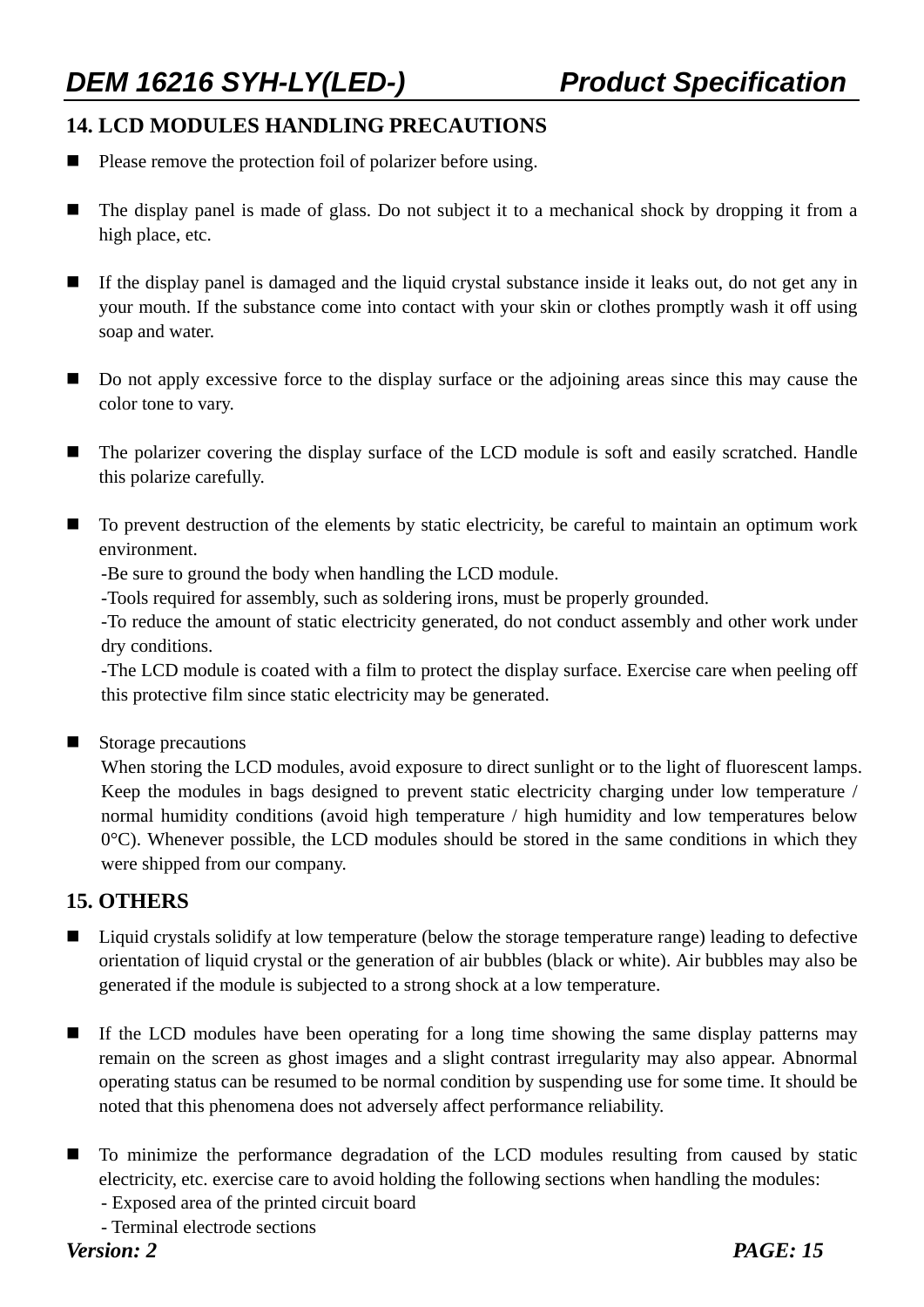## 14. LCD MODULES HANDLING PRECAUTIONS

- Please remove the protection foil of polarizer before using.

- The display panel is made of glass. Do not subject it to a mechanical shock by dropping it from a high place, etc.

- If the display panel is damaged and the liquid crystal substance inside it leaks out, do not get any in your mouth. If the substance come into contact with your skin or clothes promptly wash it off using soap and water.

- Do not apply excessive force to the display surface or the adjoining areas since this may cause the color tone to vary.

- The polarizer covering the display surface of the LCD module is soft and easily scratched. Handle this polarize carefully.

- To prevent destruction of the elements by static electricity, be careful to maintain an optimum work environment.
  -Be sure to ground the body when handling the LCD module.
  -Tools required for assembly, such as soldering irons, must be properly grounded.
  -To reduce the amount of static electricity generated, do not conduct assembly and other work under dry conditions.
  -The LCD module is coated with a film to protect the display surface. Exercise care when peeling off this protective film since static electricity may be generated.

- Storage precautions
  When storing the LCD modules, avoid exposure to direct sunlight or to the light of fluorescent lamps. Keep the modules in bags designed to prevent static electricity charging under low temperature / normal humidity conditions (avoid high temperature / high humidity and low temperatures below 0°C). Whenever possible, the LCD modules should be stored in the same conditions in which they were shipped from our company.

## 15. OTHERS

- Liquid crystals solidify at low temperature (below the storage temperature range) leading to defective orientation of liquid crystal or the generation of air bubbles (black or white). Air bubbles may also be generated if the module is subjected to a strong shock at a low temperature.

- If the LCD modules have been operating for a long time showing the same display patterns may remain on the screen as ghost images and a slight contrast irregularity may also appear. Abnormal operating status can be resumed to be normal condition by suspending use for some time. It should be noted that this phenomena does not adversely affect performance reliability.

- To minimize the performance degradation of the LCD modules resulting from caused by static electricity, etc. exercise care to avoid holding the following sections when handling the modules:
  - Exposed area of the printed circuit board
  - Terminal electrode sections